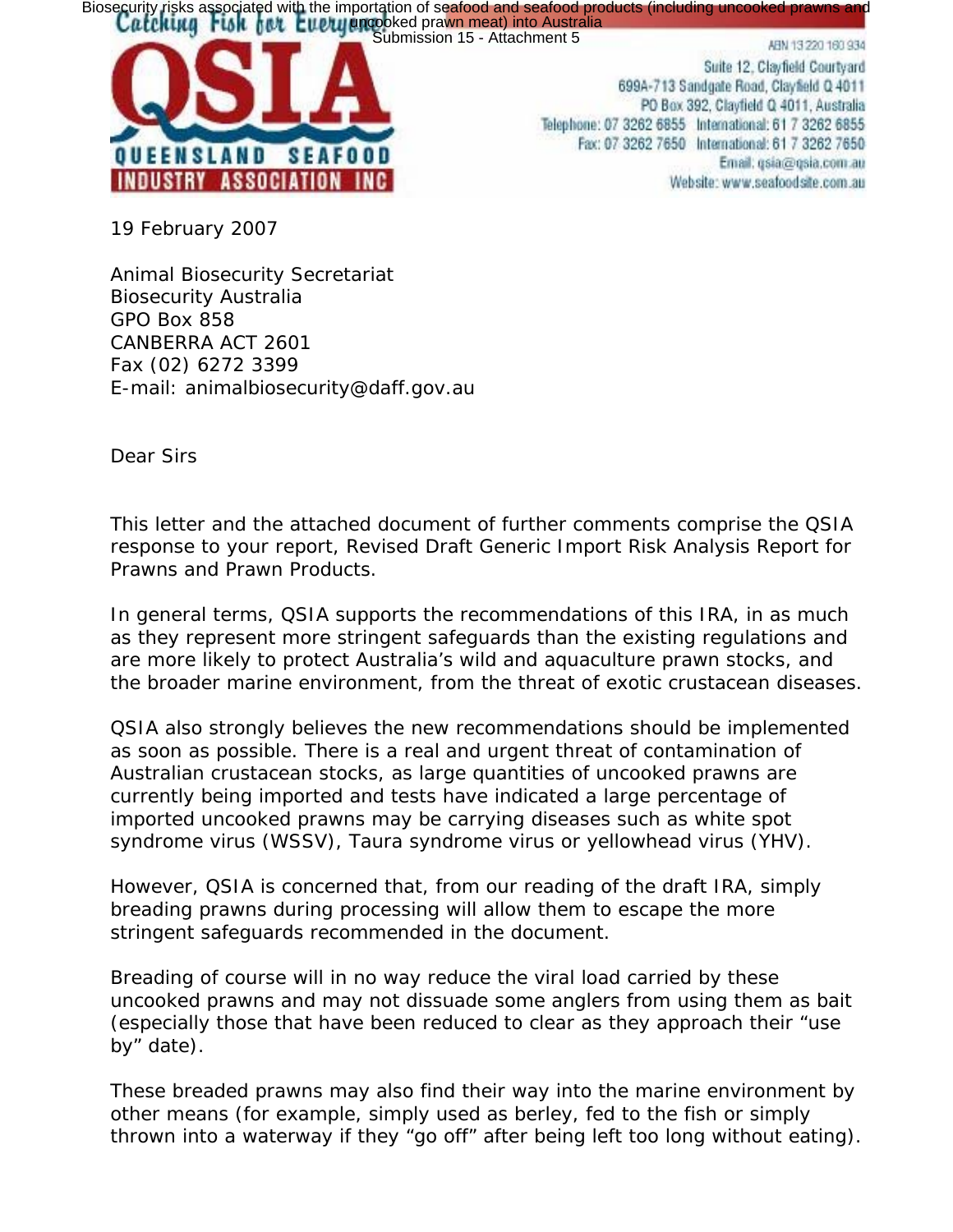Biosecurity risks associated with the importation of seafood and seafood products (including uncooked prawns and uncooked prawn meat) into Australia
Submission 15 - Attachment 5

Catching Fish for Everyone

**QSIA**
**QUEENSLAND SEAFOOD INDUSTRY ASSOCIATION INC**

ABN 13 220 160 934
Suite 12, Clayfield Courtyard
699A-713 Sandgate Road, Clayfield Q 4011
PO Box 392, Clayfield Q 4011, Australia
Telephone: 07 3262 6855 International: 61 7 3262 6855
Fax: 07 3262 7650 International: 61 7 3262 7650
Email: qsia@qsia.com.au
Website: www.seafoodsite.com.au

19 February 2007

Animal Biosecurity Secretariat
Biosecurity Australia
GPO Box 858
CANBERRA ACT 2601
Fax (02) 6272 3399
E-mail: animalbiosecurity@daff.gov.au

Dear Sirs

This letter and the attached document of further comments comprise the QSIA response to your report, Revised Draft Generic Import Risk Analysis Report for Prawns and Prawn Products.

In general terms, QSIA supports the recommendations of this IRA, in as much as they represent more stringent safeguards than the existing regulations and are more likely to protect Australia's wild and aquaculture prawn stocks, and the broader marine environment, from the threat of exotic crustacean diseases.

QSIA also strongly believes the new recommendations should be implemented as soon as possible. There is a real and urgent threat of contamination of Australian crustacean stocks, as large quantities of uncooked prawns are currently being imported and tests have indicated a large percentage of imported uncooked prawns may be carrying diseases such as white spot syndrome virus (WSSV), Taura syndrome virus or yellowhead virus (YHV).

However, QSIA is concerned that, from our reading of the draft IRA, simply breading prawns during processing will allow them to escape the more stringent safeguards recommended in the document.

Breading of course will in no way reduce the viral load carried by these uncooked prawns and may not dissuade some anglers from using them as bait (especially those that have been reduced to clear as they approach their "use by" date).

These breaded prawns may also find their way into the marine environment by other means (for example, simply used as berley, fed to the fish or simply thrown into a waterway if they "go off" after being left too long without eating).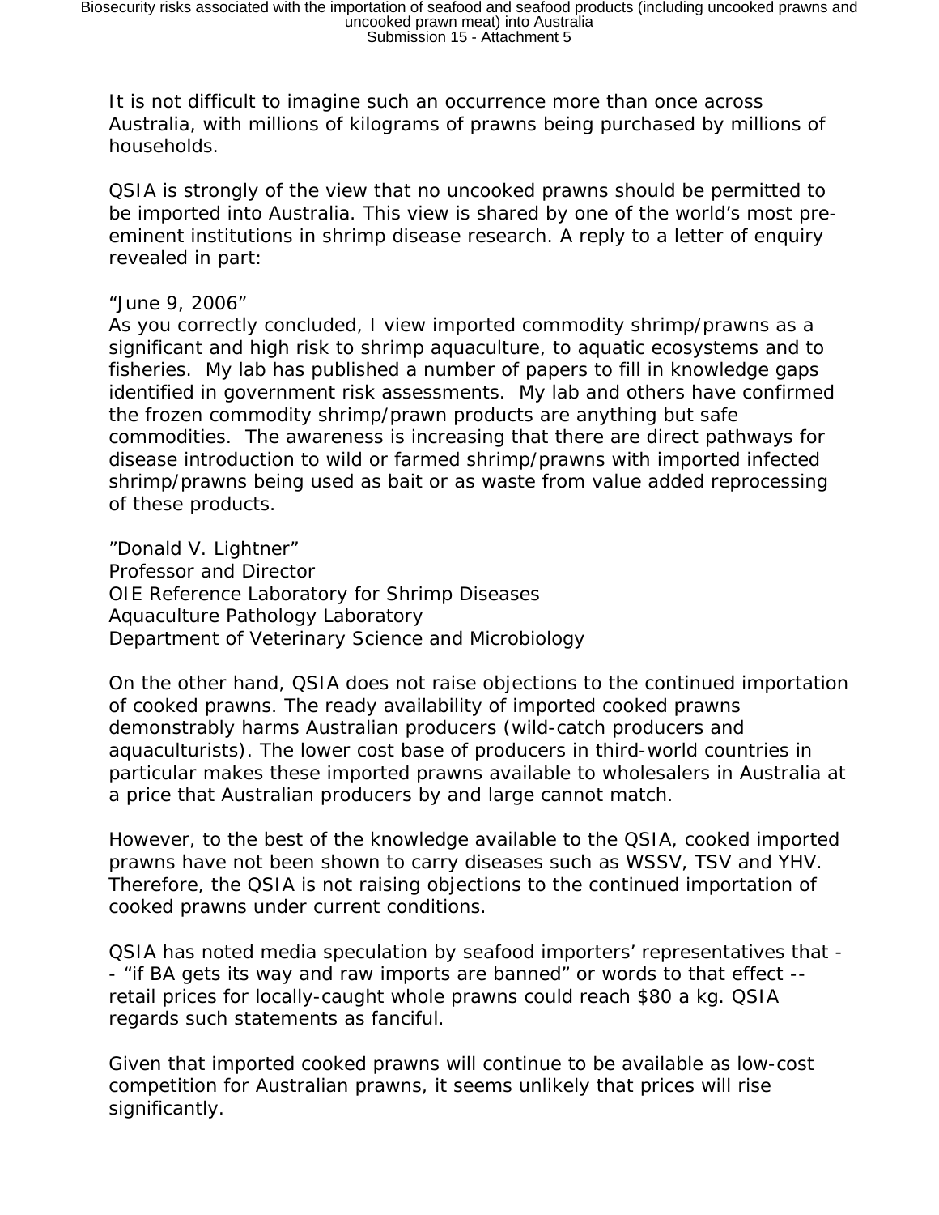It is not difficult to imagine such an occurrence more than once across Australia, with millions of kilograms of prawns being purchased by millions of households.

QSIA is strongly of the view that no uncooked prawns should be permitted to be imported into Australia. This view is shared by one of the world's most pre-eminent institutions in shrimp disease research. A reply to a letter of enquiry revealed in part:

"June 9, 2006"
As you correctly concluded, I view imported commodity shrimp/prawns as a significant and high risk to shrimp aquaculture, to aquatic ecosystems and to fisheries. My lab has published a number of papers to fill in knowledge gaps identified in government risk assessments. My lab and others have confirmed the frozen commodity shrimp/prawn products are anything but safe commodities. The awareness is increasing that there are direct pathways for disease introduction to wild or farmed shrimp/prawns with imported infected shrimp/prawns being used as bait or as waste from value added reprocessing of these products.

"Donald V. Lightner"
Professor and Director
OIE Reference Laboratory for Shrimp Diseases
Aquaculture Pathology Laboratory
Department of Veterinary Science and Microbiology

On the other hand, QSIA does not raise objections to the continued importation of cooked prawns. The ready availability of imported cooked prawns demonstrably harms Australian producers (wild-catch producers and aquaculturists). The lower cost base of producers in third-world countries in particular makes these imported prawns available to wholesalers in Australia at a price that Australian producers by and large cannot match.

However, to the best of the knowledge available to the QSIA, cooked imported prawns have not been shown to carry diseases such as WSSV, TSV and YHV. Therefore, the QSIA is not raising objections to the continued importation of cooked prawns under current conditions.

QSIA has noted media speculation by seafood importers' representatives that -- "if BA gets its way and raw imports are banned" or words to that effect -- retail prices for locally-caught whole prawns could reach $80 a kg. QSIA regards such statements as fanciful.

Given that imported cooked prawns will continue to be available as low-cost competition for Australian prawns, it seems unlikely that prices will rise significantly.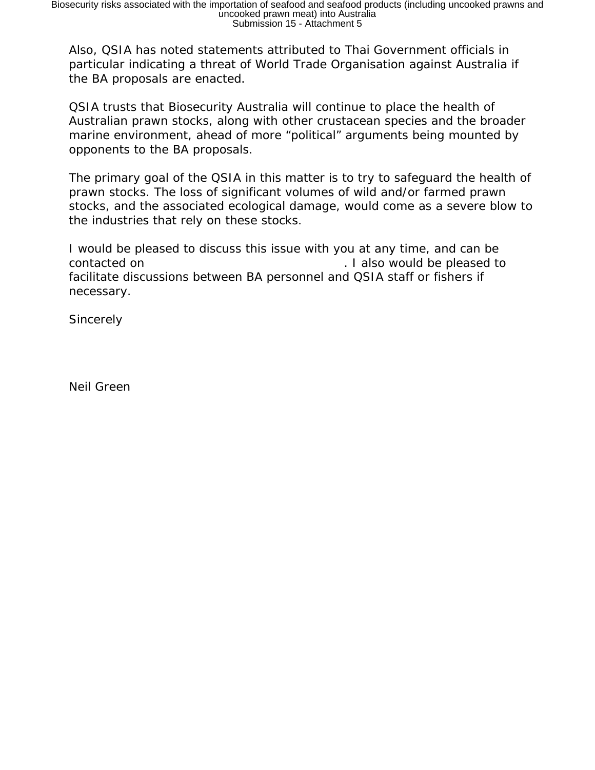Also, QSIA has noted statements attributed to Thai Government officials in particular indicating a threat of World Trade Organisation against Australia if the BA proposals are enacted.

QSIA trusts that Biosecurity Australia will continue to place the health of Australian prawn stocks, along with other crustacean species and the broader marine environment, ahead of more “political” arguments being mounted by opponents to the BA proposals.

The primary goal of the QSIA in this matter is to try to safeguard the health of prawn stocks. The loss of significant volumes of wild and/or farmed prawn stocks, and the associated ecological damage, would come as a severe blow to the industries that rely on these stocks.

I would be pleased to discuss this issue with you at any time, and can be contacted on . I also would be pleased to facilitate discussions between BA personnel and QSIA staff or fishers if necessary.

Sincerely

Neil Green